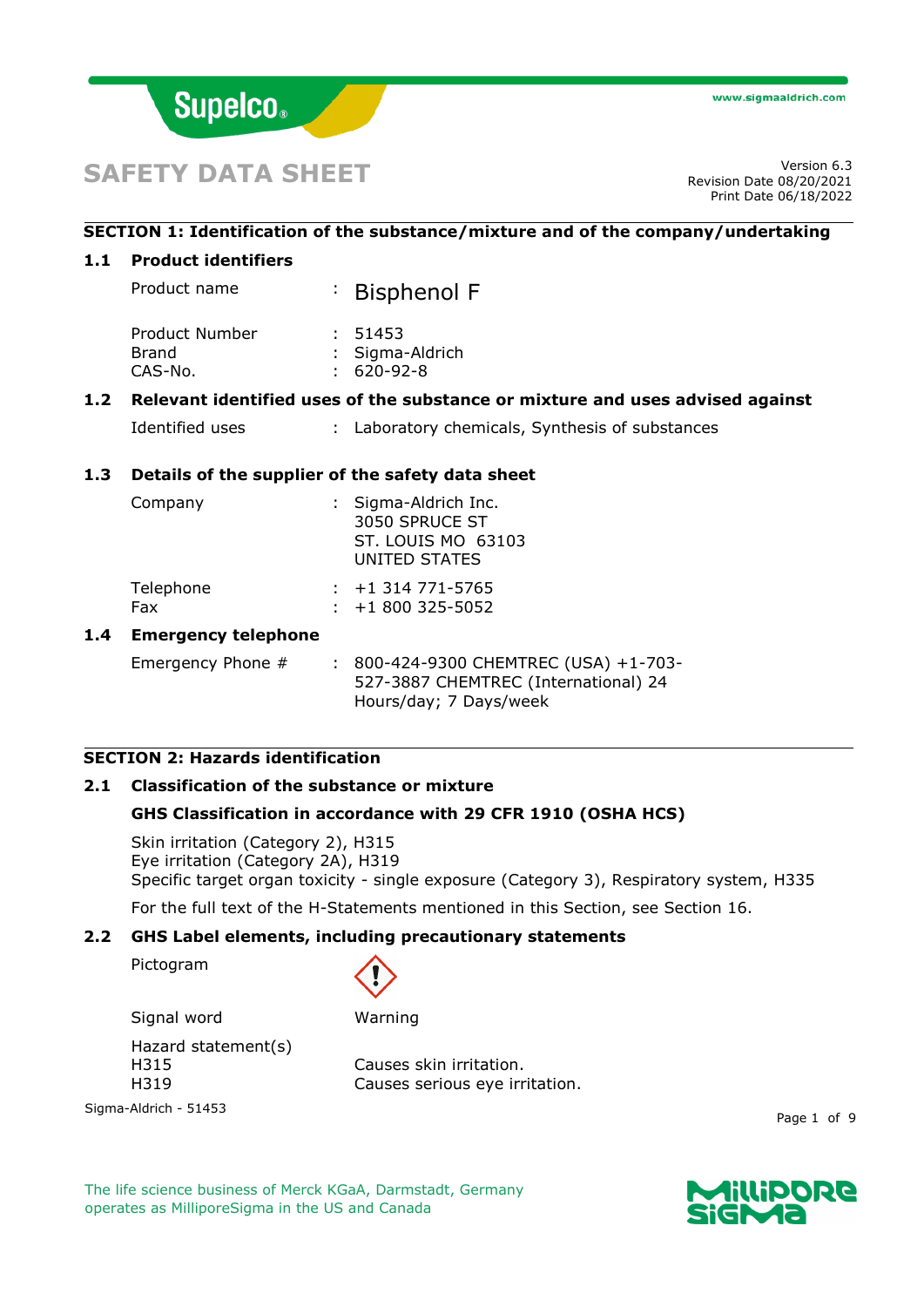# SAFETY DATA SHEET

Version 6.3
Revision Date 08/20/2021
Print Date 06/18/2022

## SECTION 1: Identification of the substance/mixture and of the company/undertaking

### 1.1 Product identifiers

| | | |
|---|---|---|
| Product name | : | Bisphenol F |
| Product Number | : | 51453 |
| Brand | : | Sigma-Aldrich |
| CAS-No. | : | 620-92-8 |

### 1.2 Relevant identified uses of the substance or mixture and uses advised against

| | | |
|---|---|---|
| Identified uses | : | Laboratory chemicals, Synthesis of substances |

### 1.3 Details of the supplier of the safety data sheet

| | | |
|---|---|---|
| Company | : | Sigma-Aldrich Inc.<br>3050 SPRUCE ST<br>ST. LOUIS MO 63103<br>UNITED STATES |
| Telephone | : | +1 314 771-5765 |
| Fax | : | +1 800 325-5052 |

### 1.4 Emergency telephone

| | | |
|---|---|---|
| Emergency Phone # | : | 800-424-9300 CHEMTREC (USA) +1-703-527-3887 CHEMTREC (International) 24 Hours/day; 7 Days/week |

## SECTION 2: Hazards identification

### 2.1 Classification of the substance or mixture

**GHS Classification in accordance with 29 CFR 1910 (OSHA HCS)**

Skin irritation (Category 2), H315
Eye irritation (Category 2A), H319
Specific target organ toxicity - single exposure (Category 3), Respiratory system, H335

For the full text of the H-Statements mentioned in this Section, see Section 16.

### 2.2 GHS Label elements, including precautionary statements

Pictogram

Signal word: Warning

Hazard statement(s)

| | |
|---|---|
| H315 | Causes skin irritation. |
| H319 | Causes serious eye irritation. |

Sigma-Aldrich - 51453

The life science business of Merck KGaA, Darmstadt, Germany operates as MilliporeSigma in the US and Canada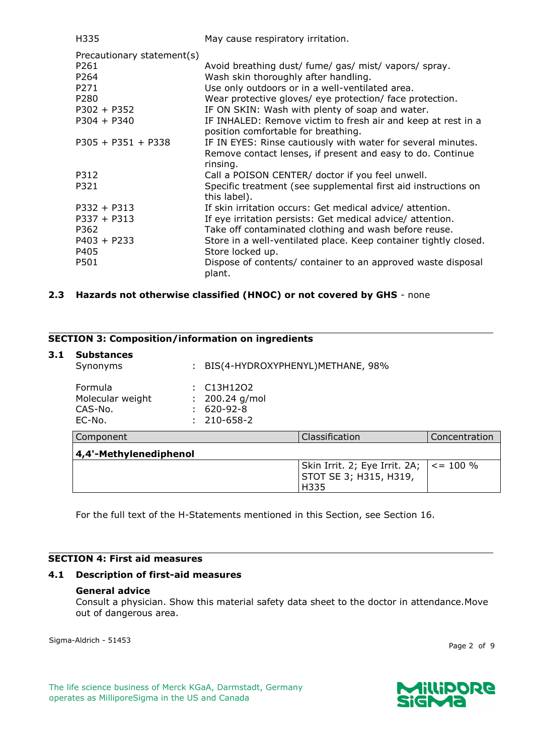| | |
|---|---|
| H335 | May cause respiratory irritation. |

Precautionary statement(s)

| | |
|---|---|
| P261 | Avoid breathing dust/ fume/ gas/ mist/ vapors/ spray. |
| P264 | Wash skin thoroughly after handling. |
| P271 | Use only outdoors or in a well-ventilated area. |
| P280 | Wear protective gloves/ eye protection/ face protection. |
| P302 + P352 | IF ON SKIN: Wash with plenty of soap and water. |
| P304 + P340 | IF INHALED: Remove victim to fresh air and keep at rest in a position comfortable for breathing. |
| P305 + P351 + P338 | IF IN EYES: Rinse cautiously with water for several minutes. Remove contact lenses, if present and easy to do. Continue rinsing. |
| P312 | Call a POISON CENTER/ doctor if you feel unwell. |
| P321 | Specific treatment (see supplemental first aid instructions on this label). |
| P332 + P313 | If skin irritation occurs: Get medical advice/ attention. |
| P337 + P313 | If eye irritation persists: Get medical advice/ attention. |
| P362 | Take off contaminated clothing and wash before reuse. |
| P403 + P233 | Store in a well-ventilated place. Keep container tightly closed. |
| P405 | Store locked up. |
| P501 | Dispose of contents/ container to an approved waste disposal plant. |

### 2.3 Hazards not otherwise classified (HNOC) or not covered by GHS - none

## SECTION 3: Composition/information on ingredients

### 3.1 Substances

Synonyms : BIS(4-HYDROXYPHENYL)METHANE, 98%

Formula : $C_{13}H_{12}O_2$
Molecular weight : 200.24 g/mol
CAS-No. : 620-92-8
EC-No. : 210-658-2

| Component | Classification | Concentration |
|---|---|---|
| **4,4'-Methylenediphenol** | | |
| | Skin Irrit. 2; Eye Irrit. 2A; STOT SE 3; H315, H319, H335 | <= 100 % |

For the full text of the H-Statements mentioned in this Section, see Section 16.

## SECTION 4: First aid measures

### 4.1 Description of first-aid measures

**General advice**
Consult a physician. Show this material safety data sheet to the doctor in attendance.Move out of dangerous area.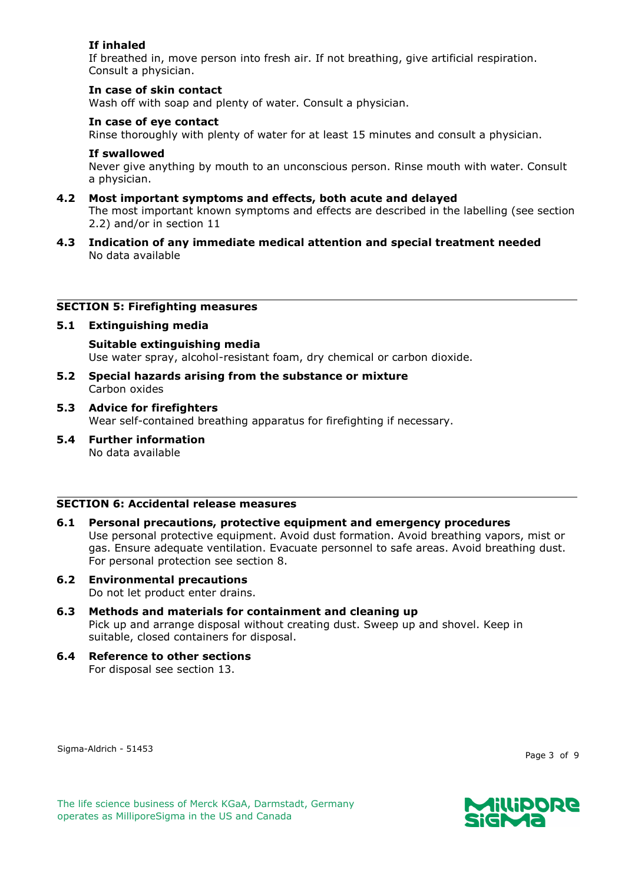**If inhaled**

If breathed in, move person into fresh air. If not breathing, give artificial respiration. Consult a physician.

**In case of skin contact**

Wash off with soap and plenty of water. Consult a physician.

**In case of eye contact**

Rinse thoroughly with plenty of water for at least 15 minutes and consult a physician.

**If swallowed**

Never give anything by mouth to an unconscious person. Rinse mouth with water. Consult a physician.

### 4.2 Most important symptoms and effects, both acute and delayed

The most important known symptoms and effects are described in the labelling (see section 2.2) and/or in section 11

### 4.3 Indication of any immediate medical attention and special treatment needed

No data available

## SECTION 5: Firefighting measures

### 5.1 Extinguishing media

**Suitable extinguishing media**

Use water spray, alcohol-resistant foam, dry chemical or carbon dioxide.

### 5.2 Special hazards arising from the substance or mixture

Carbon oxides

### 5.3 Advice for firefighters

Wear self-contained breathing apparatus for firefighting if necessary.

### 5.4 Further information

No data available

## SECTION 6: Accidental release measures

### 6.1 Personal precautions, protective equipment and emergency procedures

Use personal protective equipment. Avoid dust formation. Avoid breathing vapors, mist or gas. Ensure adequate ventilation. Evacuate personnel to safe areas. Avoid breathing dust. For personal protection see section 8.

### 6.2 Environmental precautions

Do not let product enter drains.

### 6.3 Methods and materials for containment and cleaning up

Pick up and arrange disposal without creating dust. Sweep up and shovel. Keep in suitable, closed containers for disposal.

### 6.4 Reference to other sections

For disposal see section 13.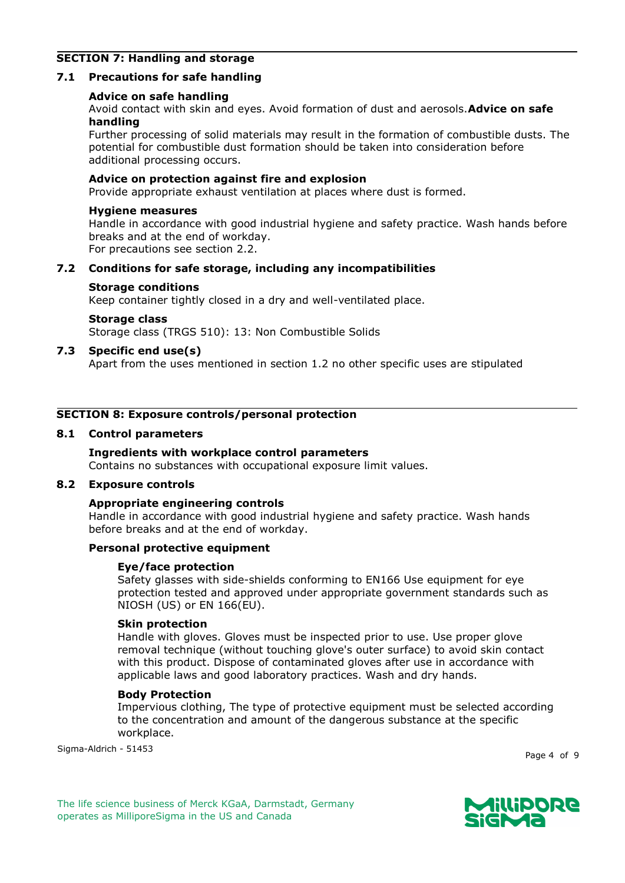## SECTION 7: Handling and storage

### 7.1 Precautions for safe handling

**Advice on safe handling**
Avoid contact with skin and eyes. Avoid formation of dust and aerosols.**Advice on safe handling**
Further processing of solid materials may result in the formation of combustible dusts. The potential for combustible dust formation should be taken into consideration before additional processing occurs.

**Advice on protection against fire and explosion**
Provide appropriate exhaust ventilation at places where dust is formed.

**Hygiene measures**
Handle in accordance with good industrial hygiene and safety practice. Wash hands before breaks and at the end of workday.
For precautions see section 2.2.

### 7.2 Conditions for safe storage, including any incompatibilities

**Storage conditions**
Keep container tightly closed in a dry and well-ventilated place.

**Storage class**
Storage class (TRGS 510): 13: Non Combustible Solids

### 7.3 Specific end use(s)

Apart from the uses mentioned in section 1.2 no other specific uses are stipulated

## SECTION 8: Exposure controls/personal protection

### 8.1 Control parameters

**Ingredients with workplace control parameters**
Contains no substances with occupational exposure limit values.

### 8.2 Exposure controls

**Appropriate engineering controls**
Handle in accordance with good industrial hygiene and safety practice. Wash hands before breaks and at the end of workday.

**Personal protective equipment**

**Eye/face protection**
Safety glasses with side-shields conforming to EN166 Use equipment for eye protection tested and approved under appropriate government standards such as NIOSH (US) or EN 166(EU).

**Skin protection**
Handle with gloves. Gloves must be inspected prior to use. Use proper glove removal technique (without touching glove's outer surface) to avoid skin contact with this product. Dispose of contaminated gloves after use in accordance with applicable laws and good laboratory practices. Wash and dry hands.

**Body Protection**
Impervious clothing, The type of protective equipment must be selected according to the concentration and amount of the dangerous substance at the specific workplace.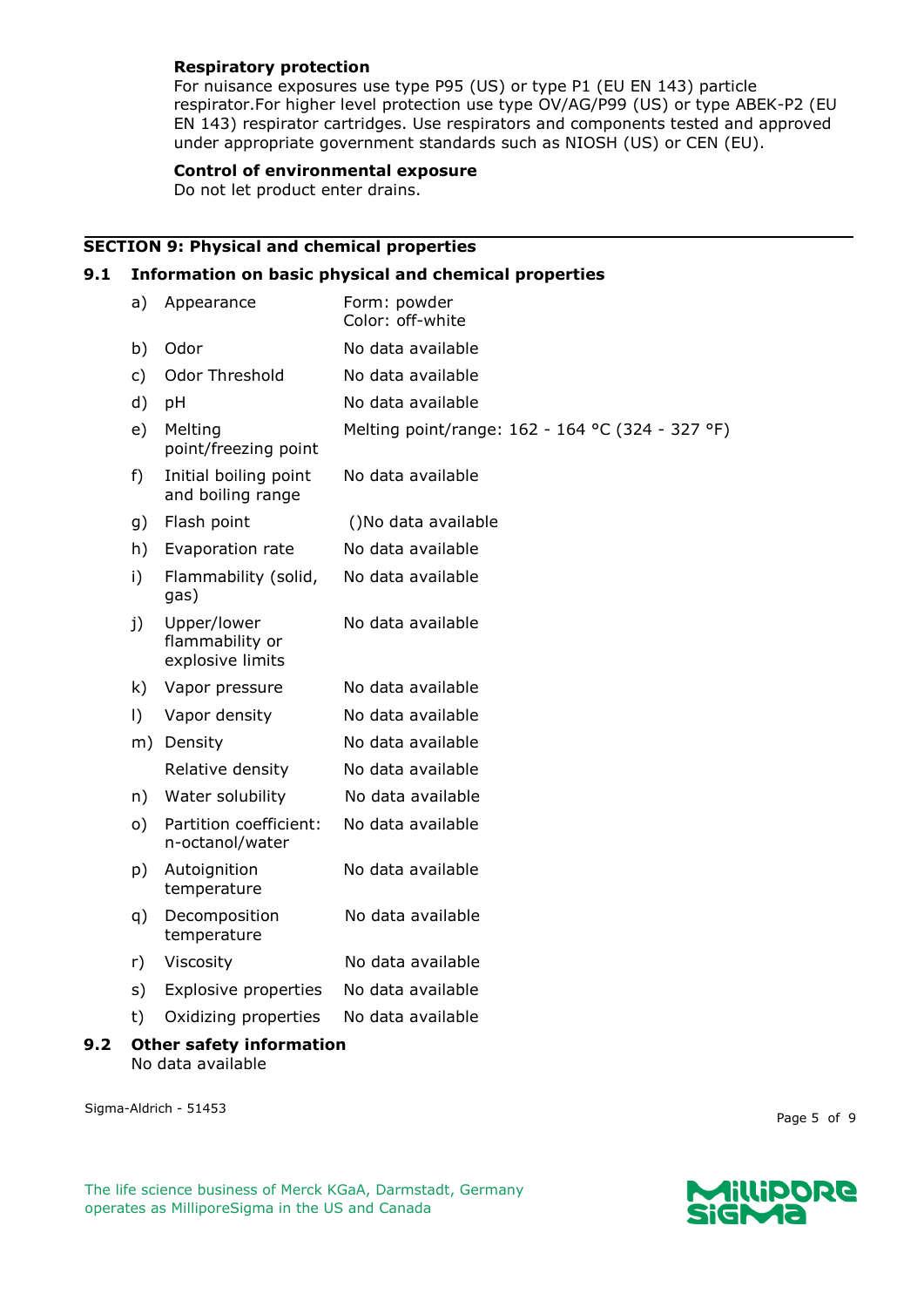**Respiratory protection**

For nuisance exposures use type P95 (US) or type P1 (EU EN 143) particle respirator.For higher level protection use type OV/AG/P99 (US) or type ABEK-P2 (EU EN 143) respirator cartridges. Use respirators and components tested and approved under appropriate government standards such as NIOSH (US) or CEN (EU).

**Control of environmental exposure**

Do not let product enter drains.

## SECTION 9: Physical and chemical properties

### 9.1 Information on basic physical and chemical properties

| | | |
|---|---|---|
| a) | Appearance | Form: powder<br>Color: off-white |
| b) | Odor | No data available |
| c) | Odor Threshold | No data available |
| d) | pH | No data available |
| e) | Melting point/freezing point | Melting point/range: 162 - 164 °C (324 - 327 °F) |
| f) | Initial boiling point and boiling range | No data available |
| g) | Flash point | ()No data available |
| h) | Evaporation rate | No data available |
| i) | Flammability (solid, gas) | No data available |
| j) | Upper/lower flammability or explosive limits | No data available |
| k) | Vapor pressure | No data available |
| l) | Vapor density | No data available |
| m) | Density | No data available |
| | Relative density | No data available |
| n) | Water solubility | No data available |
| o) | Partition coefficient: n-octanol/water | No data available |
| p) | Autoignition temperature | No data available |
| q) | Decomposition temperature | No data available |
| r) | Viscosity | No data available |
| s) | Explosive properties | No data available |
| t) | Oxidizing properties | No data available |

### 9.2 Other safety information

No data available

Sigma-Aldrich - 51453

The life science business of Merck KGaA, Darmstadt, Germany operates as MilliporeSigma in the US and Canada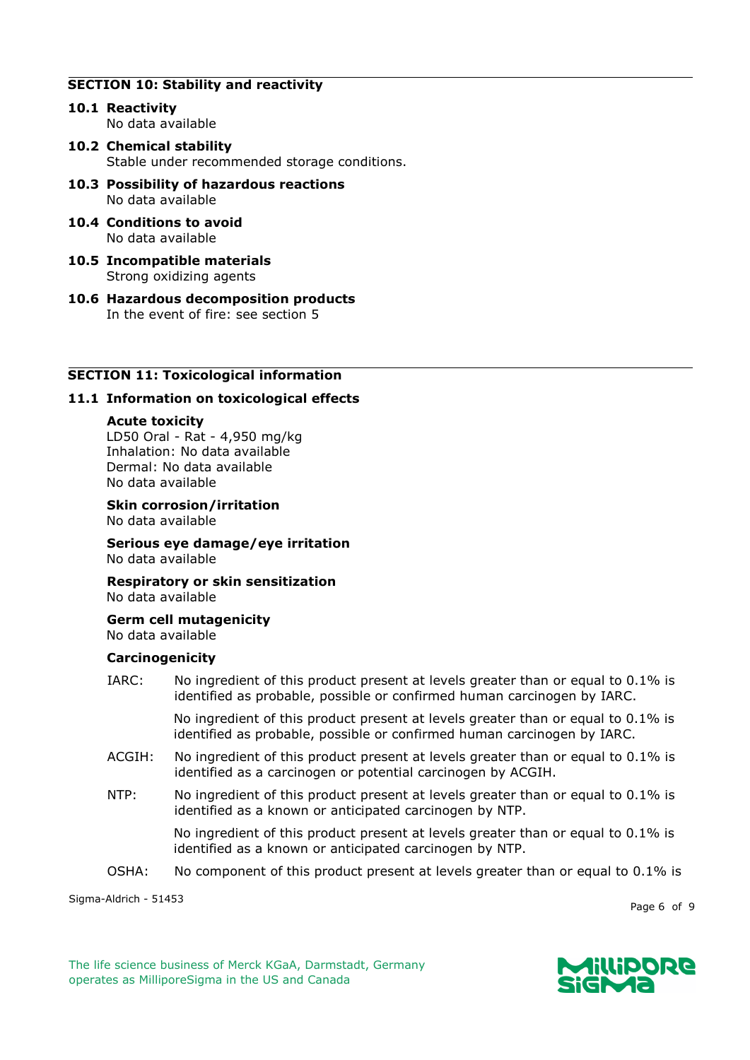## SECTION 10: Stability and reactivity

### 10.1 Reactivity

No data available

### 10.2 Chemical stability

Stable under recommended storage conditions.

### 10.3 Possibility of hazardous reactions

No data available

### 10.4 Conditions to avoid

No data available

### 10.5 Incompatible materials

Strong oxidizing agents

### 10.6 Hazardous decomposition products

In the event of fire: see section 5

## SECTION 11: Toxicological information

### 11.1 Information on toxicological effects

**Acute toxicity**

LD50 Oral - Rat - 4,950 mg/kg
Inhalation: No data available
Dermal: No data available
No data available

**Skin corrosion/irritation**

No data available

**Serious eye damage/eye irritation**

No data available

**Respiratory or skin sensitization**

No data available

**Germ cell mutagenicity**

No data available

**Carcinogenicity**

IARC: No ingredient of this product present at levels greater than or equal to 0.1% is identified as probable, possible or confirmed human carcinogen by IARC.

No ingredient of this product present at levels greater than or equal to 0.1% is identified as probable, possible or confirmed human carcinogen by IARC.

ACGIH: No ingredient of this product present at levels greater than or equal to 0.1% is identified as a carcinogen or potential carcinogen by ACGIH.

NTP: No ingredient of this product present at levels greater than or equal to 0.1% is identified as a known or anticipated carcinogen by NTP.

No ingredient of this product present at levels greater than or equal to 0.1% is identified as a known or anticipated carcinogen by NTP.

OSHA: No component of this product present at levels greater than or equal to 0.1% is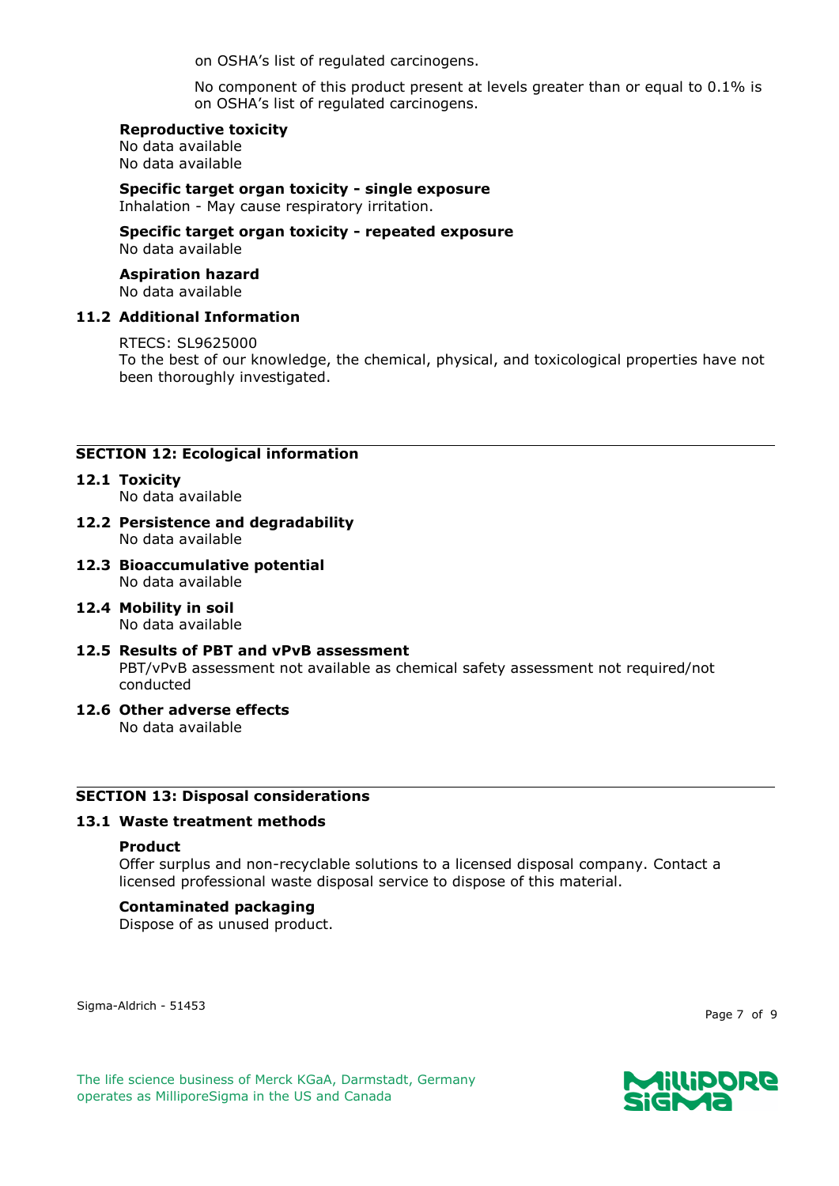on OSHA's list of regulated carcinogens.

No component of this product present at levels greater than or equal to 0.1% is on OSHA's list of regulated carcinogens.

**Reproductive toxicity**
No data available
No data available

**Specific target organ toxicity - single exposure**
Inhalation - May cause respiratory irritation.

**Specific target organ toxicity - repeated exposure**
No data available

**Aspiration hazard**
No data available

### 11.2 Additional Information

RTECS: SL9625000
To the best of our knowledge, the chemical, physical, and toxicological properties have not been thoroughly investigated.

## SECTION 12: Ecological information

### 12.1 Toxicity
No data available

### 12.2 Persistence and degradability
No data available

### 12.3 Bioaccumulative potential
No data available

### 12.4 Mobility in soil
No data available

### 12.5 Results of PBT and vPvB assessment
PBT/vPvB assessment not available as chemical safety assessment not required/not conducted

### 12.6 Other adverse effects
No data available

## SECTION 13: Disposal considerations

### 13.1 Waste treatment methods

**Product**
Offer surplus and non-recyclable solutions to a licensed disposal company. Contact a licensed professional waste disposal service to dispose of this material.

**Contaminated packaging**
Dispose of as unused product.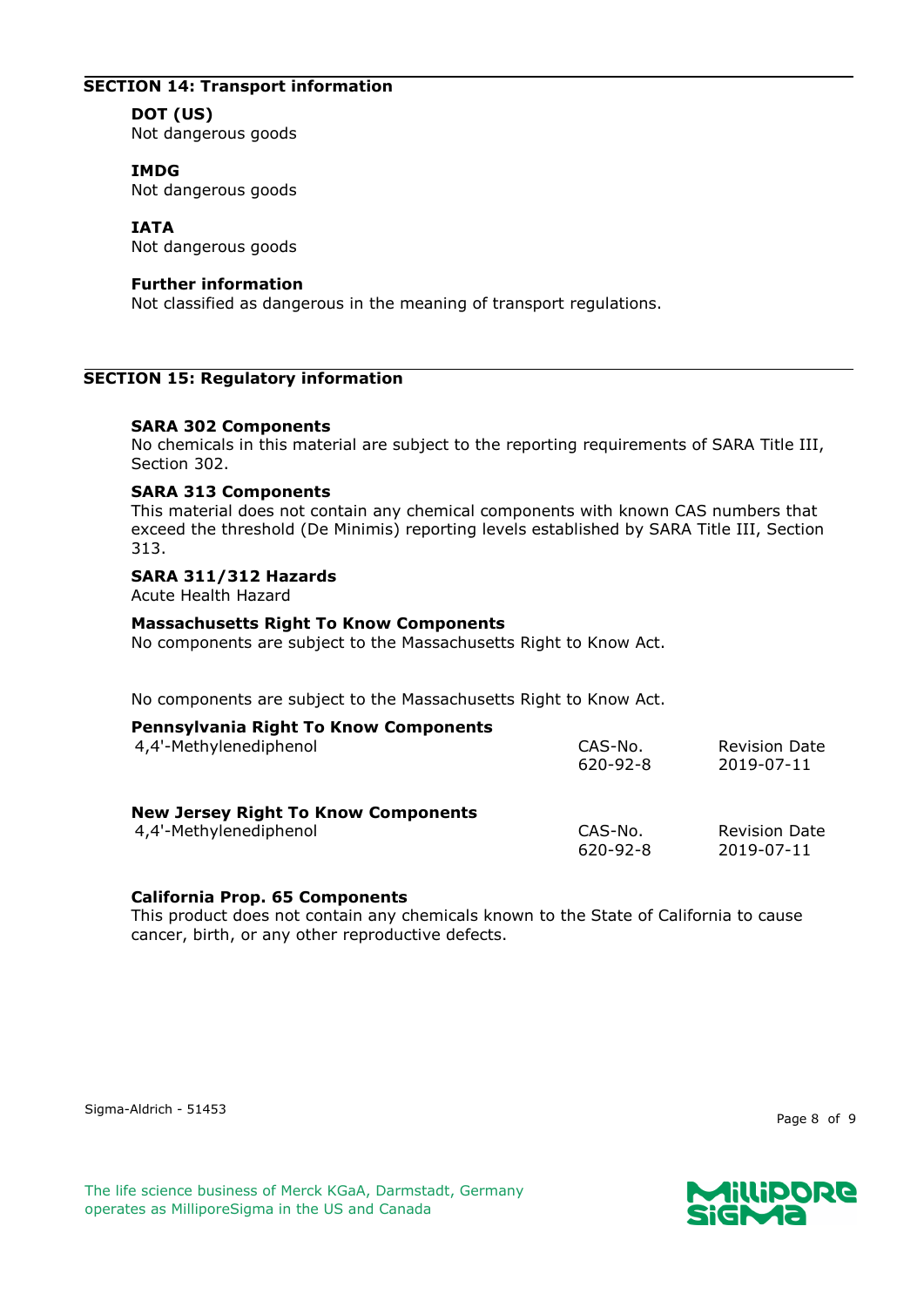## SECTION 14: Transport information

**DOT (US)**
Not dangerous goods

**IMDG**
Not dangerous goods

**IATA**
Not dangerous goods

**Further information**
Not classified as dangerous in the meaning of transport regulations.

## SECTION 15: Regulatory information

**SARA 302 Components**
No chemicals in this material are subject to the reporting requirements of SARA Title III, Section 302.

**SARA 313 Components**
This material does not contain any chemical components with known CAS numbers that exceed the threshold (De Minimis) reporting levels established by SARA Title III, Section 313.

**SARA 311/312 Hazards**
Acute Health Hazard

**Massachusetts Right To Know Components**
No components are subject to the Massachusetts Right to Know Act.

No components are subject to the Massachusetts Right to Know Act.

**Pennsylvania Right To Know Components**

| | CAS-No. | Revision Date |
|---|---|---|
| 4,4'-Methylenediphenol | 620-92-8 | 2019-07-11 |

**New Jersey Right To Know Components**

| | CAS-No. | Revision Date |
|---|---|---|
| 4,4'-Methylenediphenol | 620-92-8 | 2019-07-11 |

**California Prop. 65 Components**
This product does not contain any chemicals known to the State of California to cause cancer, birth, or any other reproductive defects.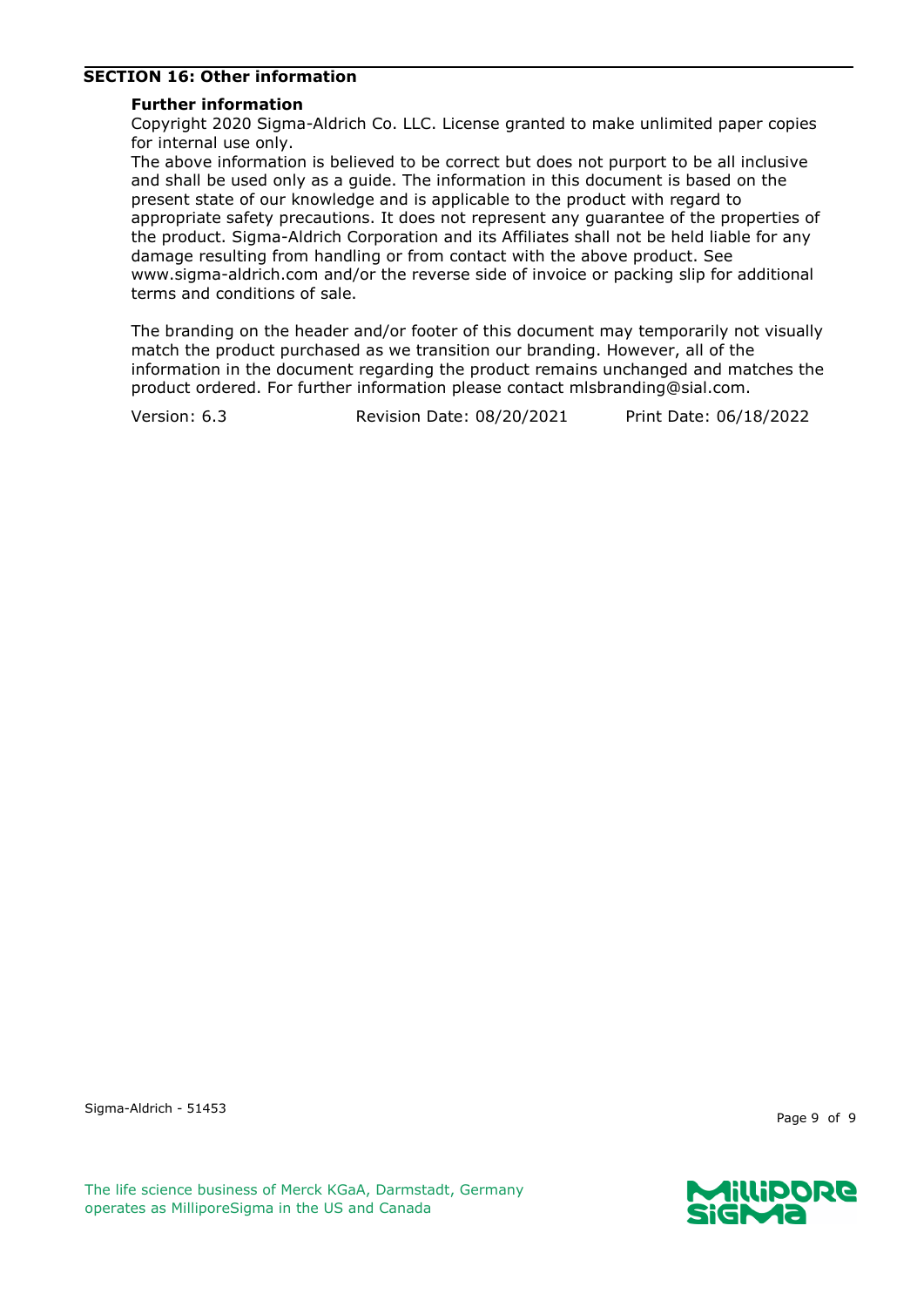## SECTION 16: Other information

**Further information**

Copyright 2020 Sigma-Aldrich Co. LLC. License granted to make unlimited paper copies for internal use only.

The above information is believed to be correct but does not purport to be all inclusive and shall be used only as a guide. The information in this document is based on the present state of our knowledge and is applicable to the product with regard to appropriate safety precautions. It does not represent any guarantee of the properties of the product. Sigma-Aldrich Corporation and its Affiliates shall not be held liable for any damage resulting from handling or from contact with the above product. See www.sigma-aldrich.com and/or the reverse side of invoice or packing slip for additional terms and conditions of sale.

The branding on the header and/or footer of this document may temporarily not visually match the product purchased as we transition our branding. However, all of the information in the document regarding the product remains unchanged and matches the product ordered. For further information please contact mlsbranding@sial.com.

Version: 6.3 Revision Date: 08/20/2021 Print Date: 06/18/2022